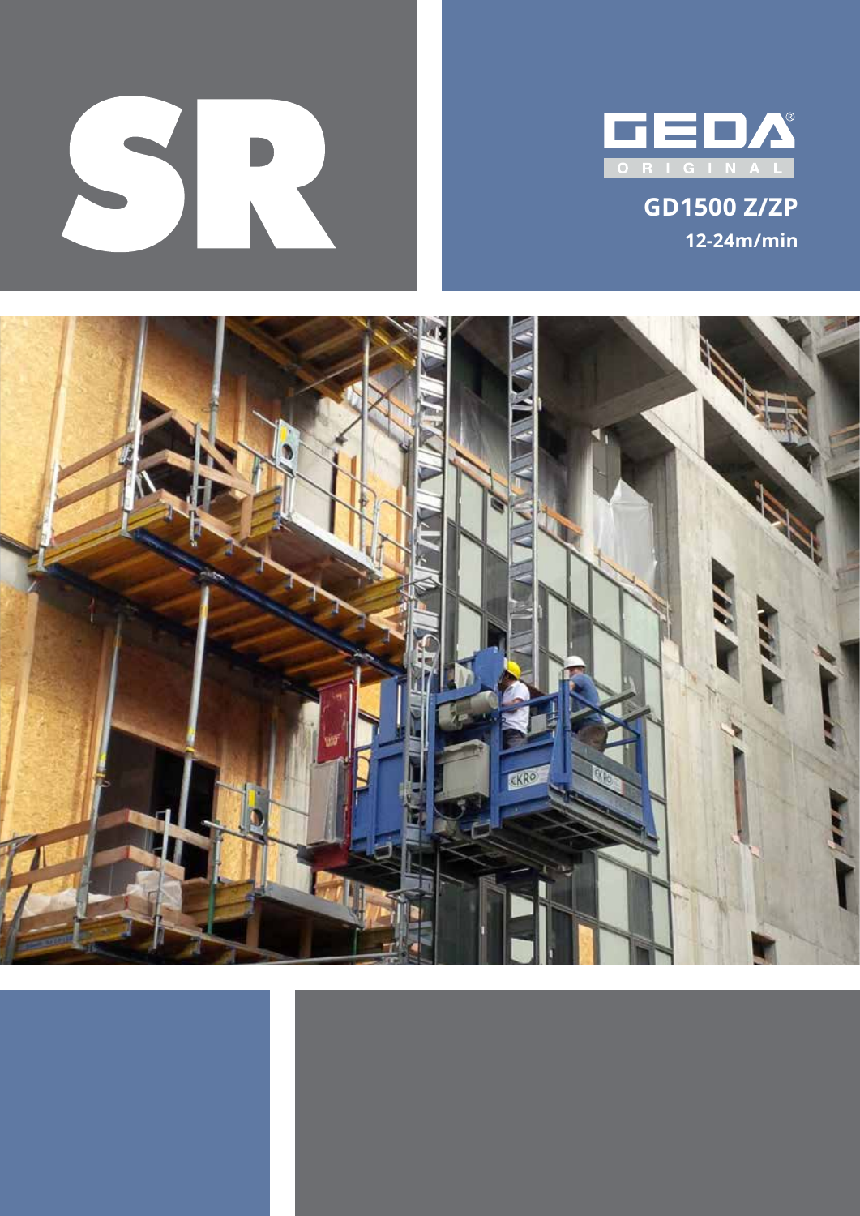# SR

GEDA®
ORIGINAL

## GD1500 Z/ZP

**12-24m/min**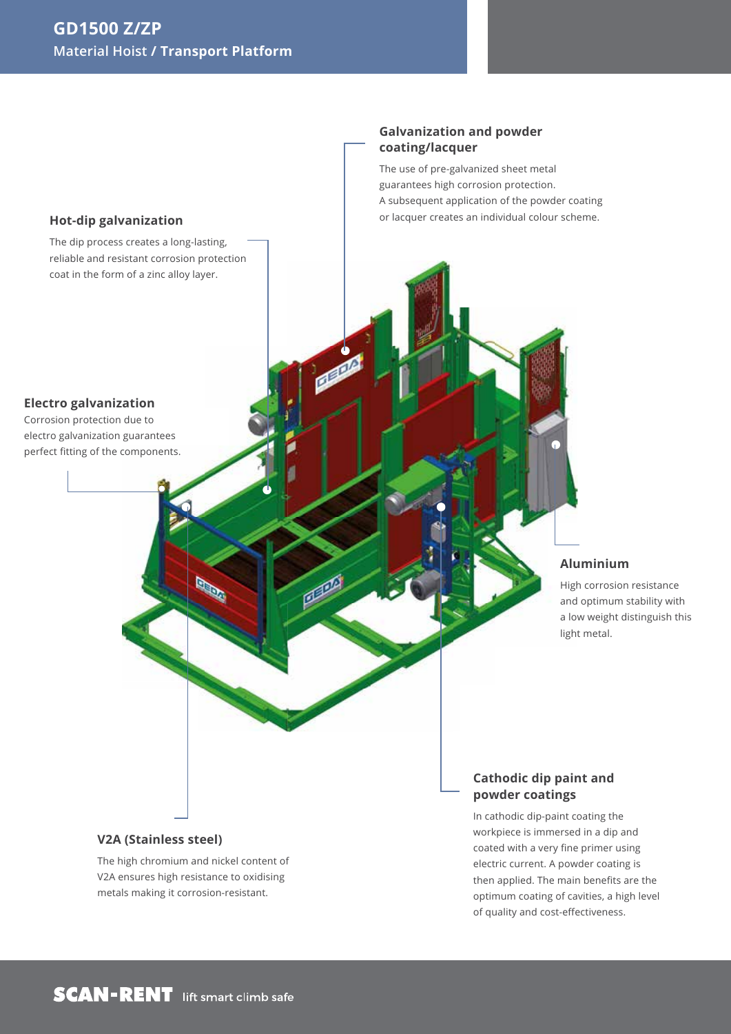# GD1500 Z/ZP

**Material Hoist / Transport Platform**

### Hot-dip galvanization

The dip process creates a long-lasting, reliable and resistant corrosion protection coat in the form of a zinc alloy layer.

### Galvanization and powder coating/lacquer

The use of pre-galvanized sheet metal guarantees high corrosion protection. A subsequent application of the powder coating or lacquer creates an individual colour scheme.

### Electro galvanization

Corrosion protection due to electro galvanization guarantees perfect fitting of the components.

### Aluminium

High corrosion resistance and optimum stability with a low weight distinguish this light metal.

### Cathodic dip paint and powder coatings

In cathodic dip-paint coating the workpiece is immersed in a dip and coated with a very fine primer using electric current. A powder coating is then applied. The main benefits are the optimum coating of cavities, a high level of quality and cost-effectiveness.

### V2A (Stainless steel)

The high chromium and nickel content of V2A ensures high resistance to oxidising metals making it corrosion-resistant.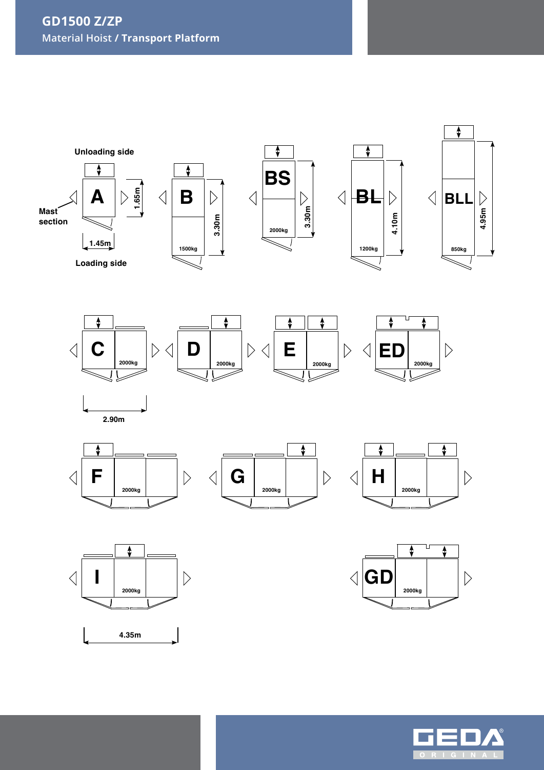Unloading side

Mast section

A

1.65m

1.45m

Loading side

B

1500kg

3.30m

BS

2000kg

3.30m

BL

1200kg

4.10m

BLL

850kg

4.95m

C

2000kg

2.90m

D

2000kg

E

2000kg

ED

2000kg

F

2000kg

G

2000kg

H

2000kg

I

2000kg

4.35m

GD

2000kg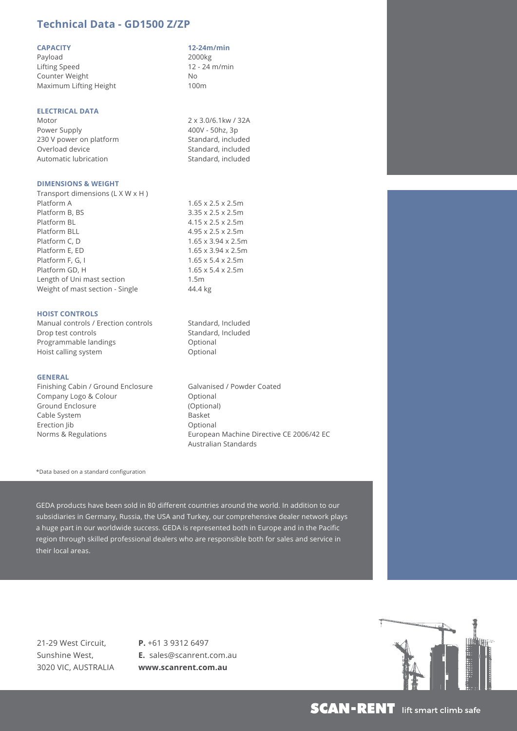## Technical Data - GD1500 Z/ZP

| | |
|---|---|
| **CAPACITY** | **12-24m/min** |
| Payload | 2000kg |
| Lifting Speed | 12 - 24 m/min |
| Counter Weight | No |
| Maximum Lifting Height | 100m |
| **ELECTRICAL DATA** | |
| Motor | 2 x 3.0/6.1kw / 32A |
| Power Supply | 400V - 50hz, 3p |
| 230 V power on platform | Standard, included |
| Overload device | Standard, included |
| Automatic lubrication | Standard, included |
| **DIMENSIONS & WEIGHT** | |
| Transport dimensions (L X W x H ) | |
| Platform A | 1.65 x 2.5 x 2.5m |
| Platform B, BS | 3.35 x 2.5 x 2.5m |
| Platform BL | 4.15 x 2.5 x 2.5m |
| Platform BLL | 4.95 x 2.5 x 2.5m |
| Platform C, D | 1.65 x 3.94 x 2.5m |
| Platform E, ED | 1.65 x 3.94 x 2.5m |
| Platform F, G, I | 1.65 x 5.4 x 2.5m |
| Platform GD, H | 1.65 x 5.4 x 2.5m |
| Length of Uni mast section | 1.5m |
| Weight of mast section - Single | 44.4 kg |
| **HOIST CONTROLS** | |
| Manual controls / Erection controls | Standard, Included |
| Drop test controls | Standard, Included |
| Programmable landings | Optional |
| Hoist calling system | Optional |
| **GENERAL** | |
| Finishing Cabin / Ground Enclosure | Galvanised / Powder Coated |
| Company Logo & Colour | Optional |
| Ground Enclosure | (Optional) |
| Cable System | Basket |
| Erection Jib | Optional |
| Norms & Regulations | European Machine Directive CE 2006/42 EC<br>Australian Standards |

*Data based on a standard configuration

GEDA products have been sold in 80 different countries around the world. In addition to our subsidiaries in Germany, Russia, the USA and Turkey, our comprehensive dealer network plays a huge part in our worldwide success. GEDA is represented both in Europe and in the Pacific region through skilled professional dealers who are responsible both for sales and service in their local areas.

21-29 West Circuit,
Sunshine West,
3020 VIC, AUSTRALIA

**P.** +61 3 9312 6497
**E.** sales@scanrent.com.au
**www.scanrent.com.au**

**SCAN-RENT** lift smart climb safe